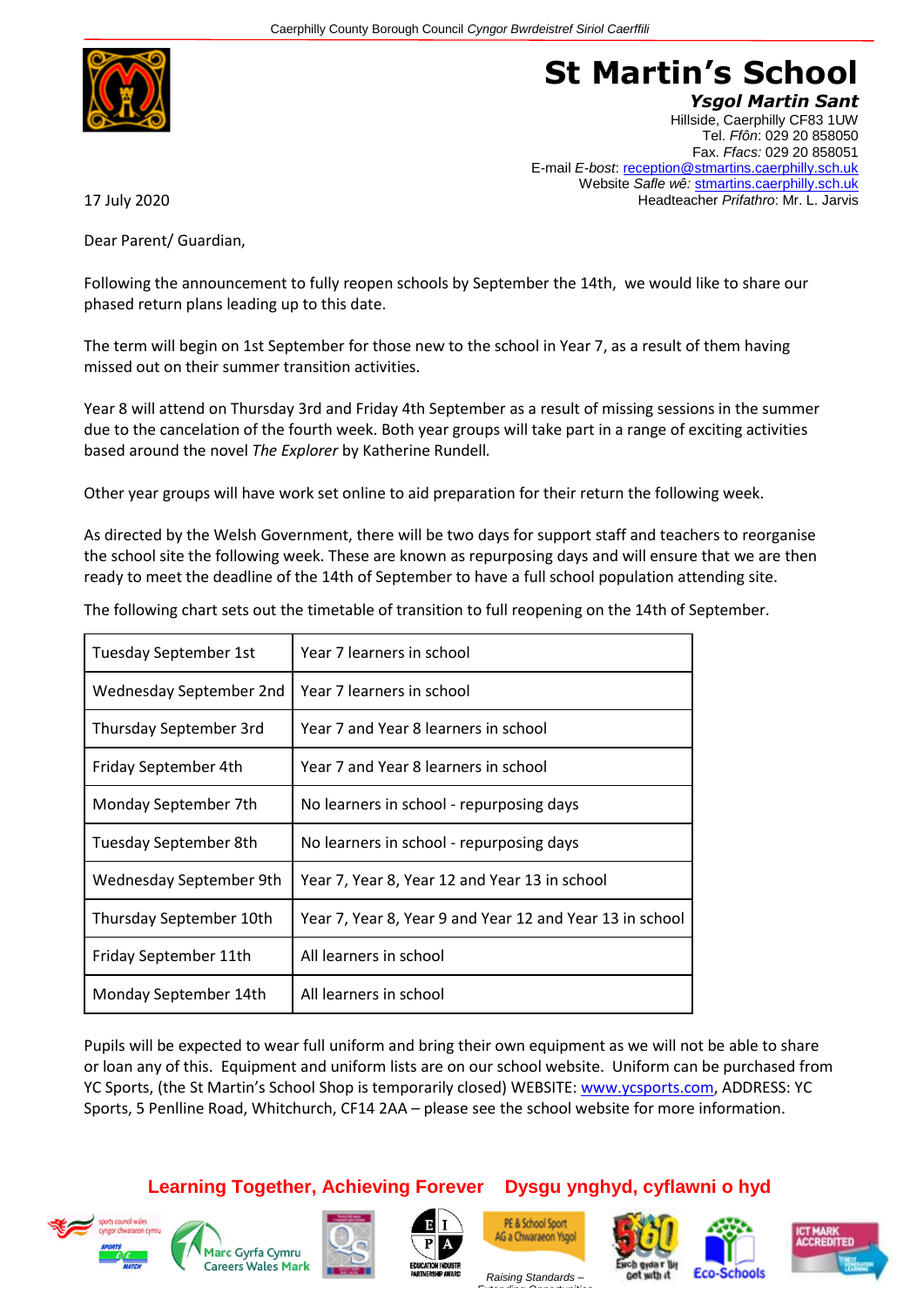Caerphilly County Borough Council *Cyngor Bwrdeistref Sirol Caerffili*

# St Martin's School

***Ysgol Martin Sant***

Hillside, Caerphilly CF83 1UW
Tel. *Ffôn*: 029 20 858050
Fax. *Ffacs:* 029 20 858051
E-mail *E-bost*: reception@stmartins.caerphilly.sch.uk
Website *Safle wê:* stmartins.caerphilly.sch.uk
Headteacher *Prifathro*: Mr. L. Jarvis

17 July 2020

Dear Parent/ Guardian,

Following the announcement to fully reopen schools by September the 14th, we would like to share our phased return plans leading up to this date.

The term will begin on 1st September for those new to the school in Year 7, as a result of them having missed out on their summer transition activities.

Year 8 will attend on Thursday 3rd and Friday 4th September as a result of missing sessions in the summer due to the cancelation of the fourth week. Both year groups will take part in a range of exciting activities based around the novel *The Explorer* by Katherine Rundell.

Other year groups will have work set online to aid preparation for their return the following week.

As directed by the Welsh Government, there will be two days for support staff and teachers to reorganise the school site the following week. These are known as repurposing days and will ensure that we are then ready to meet the deadline of the 14th of September to have a full school population attending site.

The following chart sets out the timetable of transition to full reopening on the 14th of September.

| | |
|---|---|
| Tuesday September 1st | Year 7 learners in school |
| Wednesday September 2nd | Year 7 learners in school |
| Thursday September 3rd | Year 7 and Year 8 learners in school |
| Friday September 4th | Year 7 and Year 8 learners in school |
| Monday September 7th | No learners in school - repurposing days |
| Tuesday September 8th | No learners in school - repurposing days |
| Wednesday September 9th | Year 7, Year 8, Year 12 and Year 13 in school |
| Thursday September 10th | Year 7, Year 8, Year 9 and Year 12 and Year 13 in school |
| Friday September 11th | All learners in school |
| Monday September 14th | All learners in school |

Pupils will be expected to wear full uniform and bring their own equipment as we will not be able to share or loan any of this. Equipment and uniform lists are on our school website. Uniform can be purchased from YC Sports, (the St Martin's School Shop is temporarily closed) WEBSITE: www.ycsports.com, ADDRESS: YC Sports, 5 Penlline Road, Whitchurch, CF14 2AA – please see the school website for more information.

**Learning Together, Achieving Forever Dysgu ynghyd, cyflawni o hyd**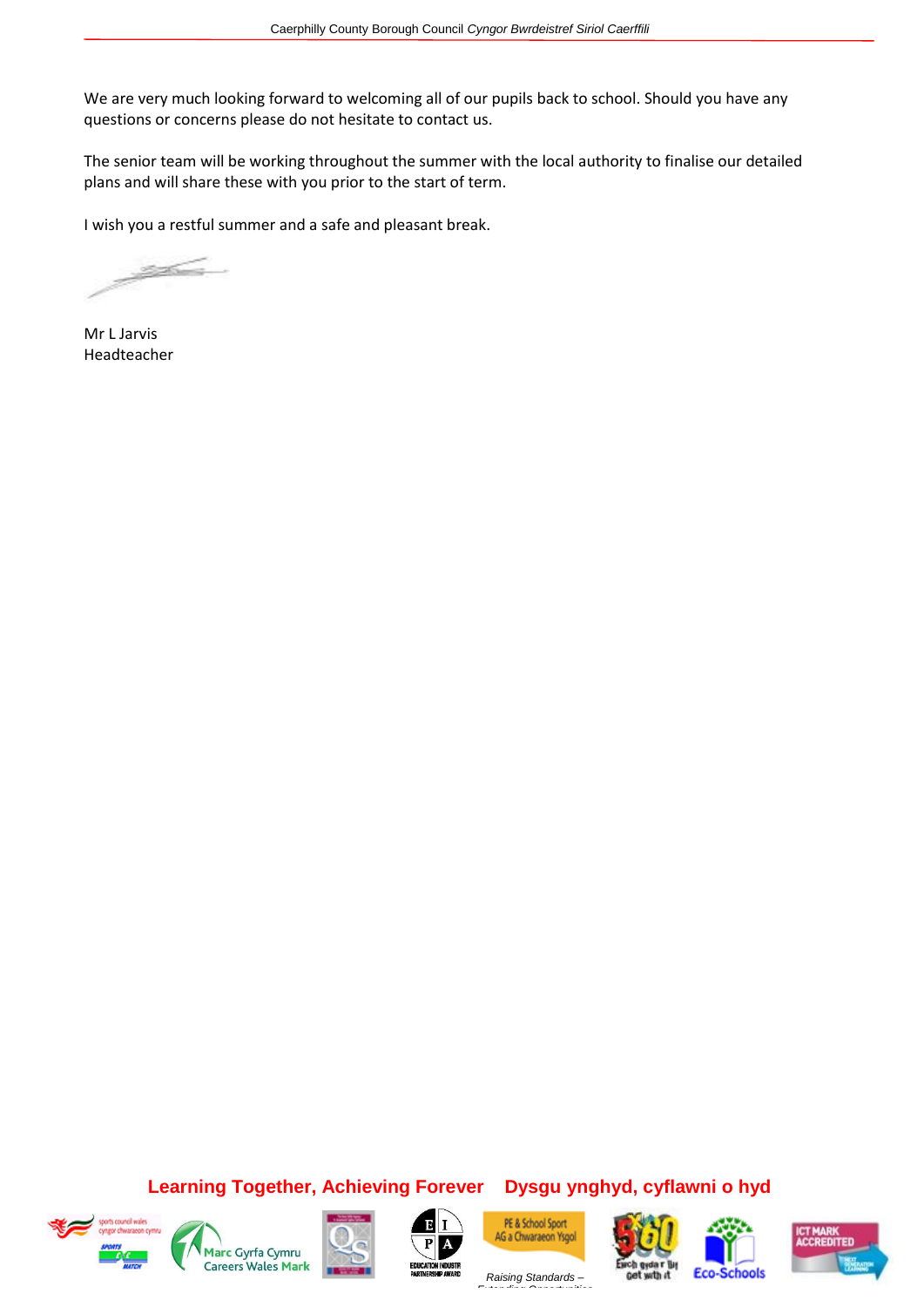We are very much looking forward to welcoming all of our pupils back to school. Should you have any questions or concerns please do not hesitate to contact us.

The senior team will be working throughout the summer with the local authority to finalise our detailed plans and will share these with you prior to the start of term.

I wish you a restful summer and a safe and pleasant break.

Mr L Jarvis
Headteacher

**Learning Together, Achieving Forever    Dysgu ynghyd, cyflawni o hyd**